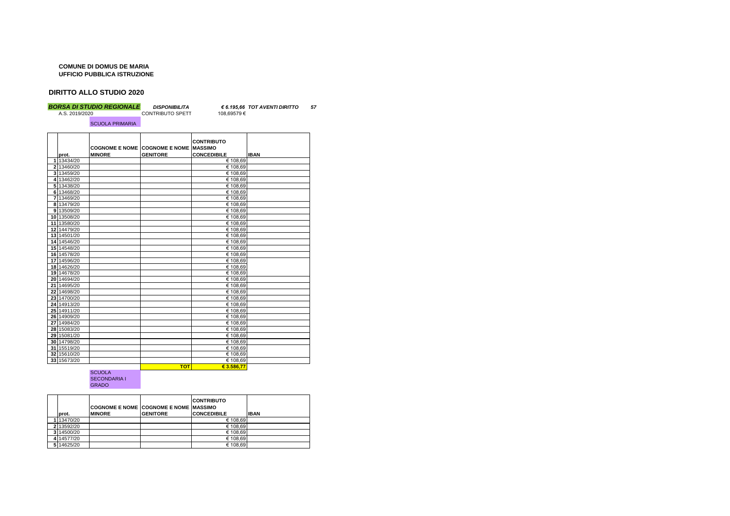**COMUNE DI DOMUS DE MARIA**
**UFFICIO PUBBLICA ISTRUZIONE**

## DIRITTO ALLO STUDIO 2020

***BORSA DI STUDIO REGIONALE*** ***DISPONIBILITA*** ***€ 6.195,66*** ***TOT AVENTI DIRITTO*** ***57***

A.S. 2019/2020 CONTRIBUTO SPETT 108,69579 €

SCUOLA PRIMARIA

| | prot. | COGNOME E NOME MINORE | COGNOME E NOME GENITORE | CONTRIBUTO MASSIMO CONCEDIBILE | IBAN |
|---|---|---|---|---|---|
| 1 | 13434/20 | | | € 108,69 | |
| 2 | 13460/20 | | | € 108,69 | |
| 3 | 13459/20 | | | € 108,69 | |
| 4 | 13462/20 | | | € 108,69 | |
| 5 | 13438/20 | | | € 108,69 | |
| 6 | 13468/20 | | | € 108,69 | |
| 7 | 13469/20 | | | € 108,69 | |
| 8 | 13479/20 | | | € 108,69 | |
| 9 | 13509/20 | | | € 108,69 | |
| 10 | 13508/20 | | | € 108,69 | |
| 11 | 13580/20 | | | € 108,69 | |
| 12 | 14479/20 | | | € 108,69 | |
| 13 | 14501/20 | | | € 108,69 | |
| 14 | 14546/20 | | | € 108,69 | |
| 15 | 14548/20 | | | € 108,69 | |
| 16 | 14578/20 | | | € 108,69 | |
| 17 | 14596/20 | | | € 108,69 | |
| 18 | 14626/20 | | | € 108,69 | |
| 19 | 14678/20 | | | € 108,69 | |
| 20 | 14694/20 | | | € 108,69 | |
| 21 | 14695/20 | | | € 108,69 | |
| 22 | 14698/20 | | | € 108,69 | |
| 23 | 14700/20 | | | € 108,69 | |
| 24 | 14913/20 | | | € 108,69 | |
| 25 | 14911/20 | | | € 108,69 | |
| 26 | 14909/20 | | | € 108,69 | |
| 27 | 14984/20 | | | € 108,69 | |
| 28 | 15083/20 | | | € 108,69 | |
| 29 | 15081/20 | | | € 108,69 | |
| 30 | 14798/20 | | | € 108,69 | |
| 31 | 15519/20 | | | € 108,69 | |
| 32 | 15610/20 | | | € 108,69 | |
| 33 | 15673/20 | | | € 108,69 | |
| | | | **TOT** | **€ 3.586,77** | |

SCUOLA SECONDARIA I GRADO

| | prot. | COGNOME E NOME MINORE | COGNOME E NOME GENITORE | CONTRIBUTO MASSIMO CONCEDIBILE | IBAN |
|---|---|---|---|---|---|
| 1 | 13470/20 | | | € 108,69 | |
| 2 | 13592/20 | | | € 108,69 | |
| 3 | 14500/20 | | | € 108,69 | |
| 4 | 14577/20 | | | € 108,69 | |
| 5 | 14625/20 | | | € 108,69 | |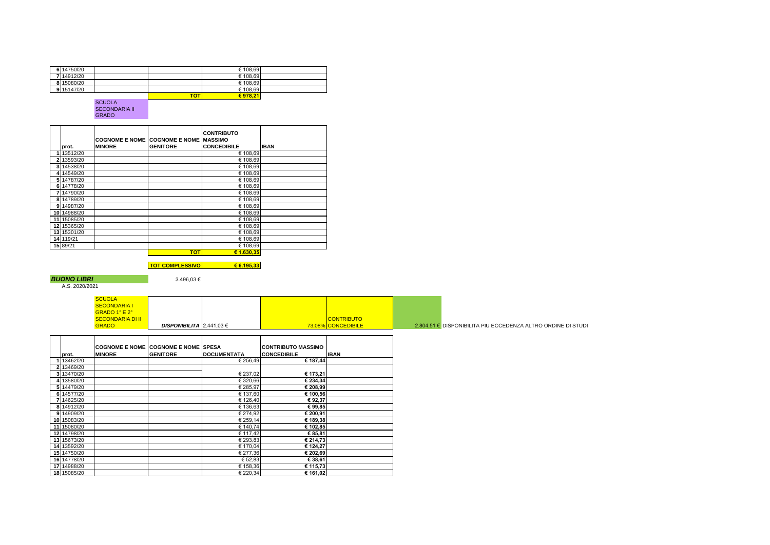| | | | | |
|---|---|---|---|---|
| 6 | 14750/20 | | | € 108,69 |
| 7 | 14912/20 | | | € 108,69 |
| 8 | 15080/20 | | | € 108,69 |
| 9 | 15147/20 | | | € 108,69 |
| | | | TOT | € 978,21 |

SCUOLA SECONDARIA II GRADO

| | prot. | COGNOME E NOME MINORE | COGNOME E NOME GENITORE | CONTRIBUTO MASSIMO CONCEDIBILE | IBAN |
|---|---|---|---|---|---|
| 1 | 13512/20 | | | € 108,69 | |
| 2 | 13593/20 | | | € 108,69 | |
| 3 | 14538/20 | | | € 108,69 | |
| 4 | 14549/20 | | | € 108,69 | |
| 5 | 14787/20 | | | € 108,69 | |
| 6 | 14778/20 | | | € 108,69 | |
| 7 | 14790/20 | | | € 108,69 | |
| 8 | 14789/20 | | | € 108,69 | |
| 9 | 14987/20 | | | € 108,69 | |
| 10 | 14988/20 | | | € 108,69 | |
| 11 | 15085/20 | | | € 108,69 | |
| 12 | 15365/20 | | | € 108,69 | |
| 13 | 15301/20 | | | € 108,69 | |
| 14 | 119/21 | | | € 108,69 | |
| 15 | 89/21 | | | € 108,69 | |
| | | | TOT | € 1.630,35 | |

TOT COMPLESSIVO € 6.195,33

***BUONO LIBRI*** 3.496,03 €

A.S. 2020/2021

SCUOLA SECONDARIA I GRADO 1° E 2° SECONDARIA DI II GRADO — ***DISPONIBILITA*** 2.441,03 € — 73,08% CONTRIBUTO CONCEDIBILE

2.804,51 € DISPONIBILITA PIU ECCEDENZA ALTRO ORDINE DI STUDI

| | prot. | COGNOME E NOME MINORE | COGNOME E NOME GENITORE | SPESA DOCUMENTATA | CONTRIBUTO MASSIMO CONCEDIBILE | IBAN |
|---|---|---|---|---|---|---|
| 1 | 13462/20 | | | € 256,49 | **€ 187,44** | |
| 2 | 13469/20 | | | | | |
| 3 | 13470/20 | | | € 237,02 | **€ 173,21** | |
| 4 | 13580/20 | | | € 320,66 | **€ 234,34** | |
| 5 | 14479/20 | | | € 285,97 | **€ 208,99** | |
| 6 | 14577/20 | | | € 137,60 | **€ 100,56** | |
| 7 | 14625/20 | | | € 126,40 | **€ 92,37** | |
| 8 | 14912/20 | | | € 136,63 | **€ 99,85** | |
| 9 | 14909/20 | | | € 274,92 | **€ 200,91** | |
| 10 | 15083/20 | | | € 259,14 | **€ 189,38** | |
| 11 | 15080/20 | | | € 140,74 | **€ 102,85** | |
| 12 | 14798/20 | | | € 117,42 | **€ 85,81** | |
| 13 | 15673/20 | | | € 293,83 | **€ 214,73** | |
| 14 | 13592/20 | | | € 170,04 | **€ 124,27** | |
| 15 | 14750/20 | | | € 277,36 | **€ 202,69** | |
| 16 | 14778/20 | | | € 52,83 | **€ 38,61** | |
| 17 | 14988/20 | | | € 158,36 | **€ 115,73** | |
| 18 | 15085/20 | | | € 220,34 | **€ 161,02** | |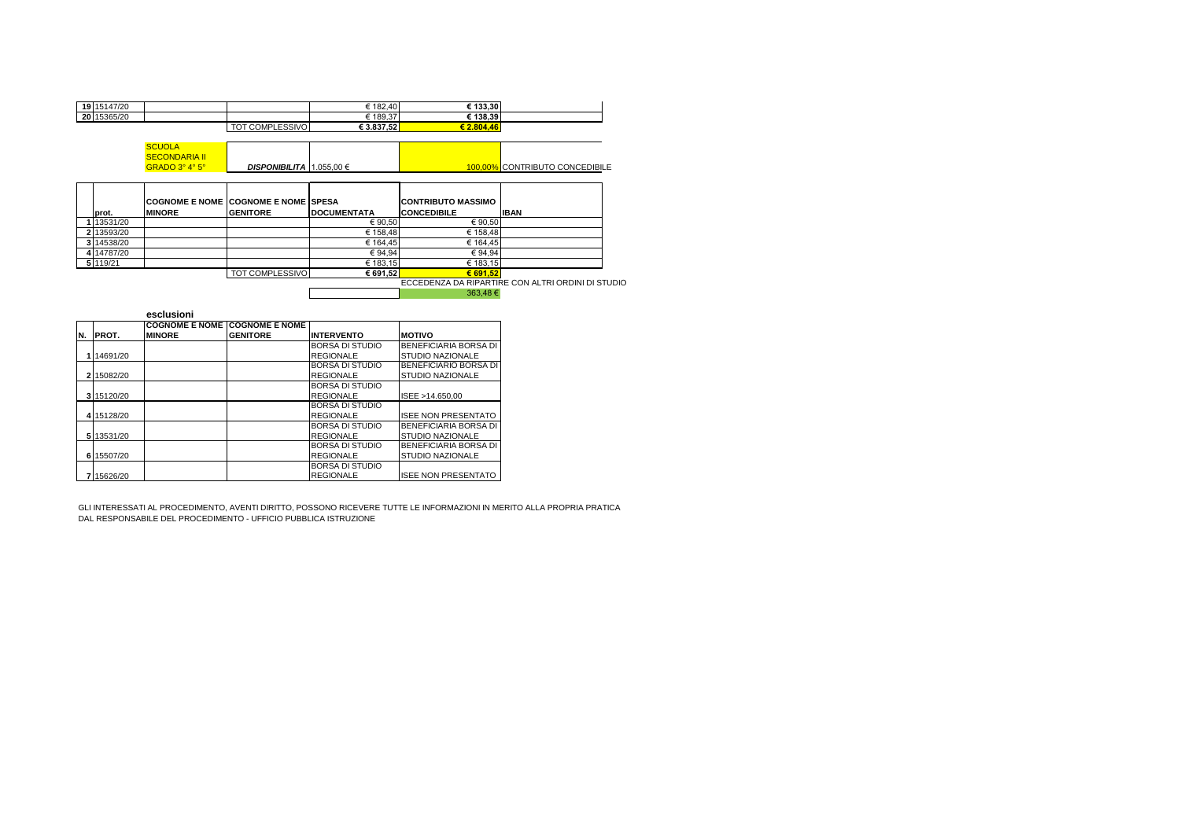| | | | | | | |
|---|---|---|---|---|---|---|
| **19** | 15147/20 | | | € 182,40 | **€ 133,30** | |
| **20** | 15365/20 | | | € 189,37 | **€ 138,39** | |
| | | | TOT COMPLESSIVO | **€ 3.837,52** | **€ 2.804,46** | |

SCUOLA SECONDARIA II GRADO 3° 4° 5° — ***DISPONIBILITA*** 1.055,00 € — 100,00% CONTRIBUTO CONCEDIBILE

| | prot. | COGNOME E NOME MINORE | COGNOME E NOME GENITORE | SPESA DOCUMENTATA | CONTRIBUTO MASSIMO CONCEDIBILE | IBAN |
|---|---|---|---|---|---|---|
| **1** | 13531/20 | | | € 90,50 | € 90,50 | |
| **2** | 13593/20 | | | € 158,48 | € 158,48 | |
| **3** | 14538/20 | | | € 164,45 | € 164,45 | |
| **4** | 14787/20 | | | € 94,94 | € 94,94 | |
| **5** | 119/21 | | | € 183,15 | € 183,15 | |
| | | | TOT COMPLESSIVO | **€ 691,52** | **€ 691,52** | |

ECCEDENZA DA RIPARTIRE CON ALTRI ORDINI DI STUDIO

363,48 €

**esclusioni**

| N. | PROT. | COGNOME E NOME MINORE | COGNOME E NOME GENITORE | INTERVENTO | MOTIVO |
|---|---|---|---|---|---|
| **1** | 14691/20 | | | BORSA DI STUDIO REGIONALE | BENEFICIARIA BORSA DI STUDIO NAZIONALE |
| **2** | 15082/20 | | | BORSA DI STUDIO REGIONALE | BENEFICIARIO BORSA DI STUDIO NAZIONALE |
| **3** | 15120/20 | | | BORSA DI STUDIO REGIONALE | ISEE >14.650,00 |
| **4** | 15128/20 | | | BORSA DI STUDIO REGIONALE | ISEE NON PRESENTATO |
| **5** | 13531/20 | | | BORSA DI STUDIO REGIONALE | BENEFICIARIA BORSA DI STUDIO NAZIONALE |
| **6** | 15507/20 | | | BORSA DI STUDIO REGIONALE | BENEFICIARIA BORSA DI STUDIO NAZIONALE |
| **7** | 15626/20 | | | BORSA DI STUDIO REGIONALE | ISEE NON PRESENTATO |

GLI INTERESSATI AL PROCEDIMENTO, AVENTI DIRITTO, POSSONO RICEVERE TUTTE LE INFORMAZIONI IN MERITO ALLA PROPRIA PRATICA DAL RESPONSABILE DEL PROCEDIMENTO - UFFICIO PUBBLICA ISTRUZIONE